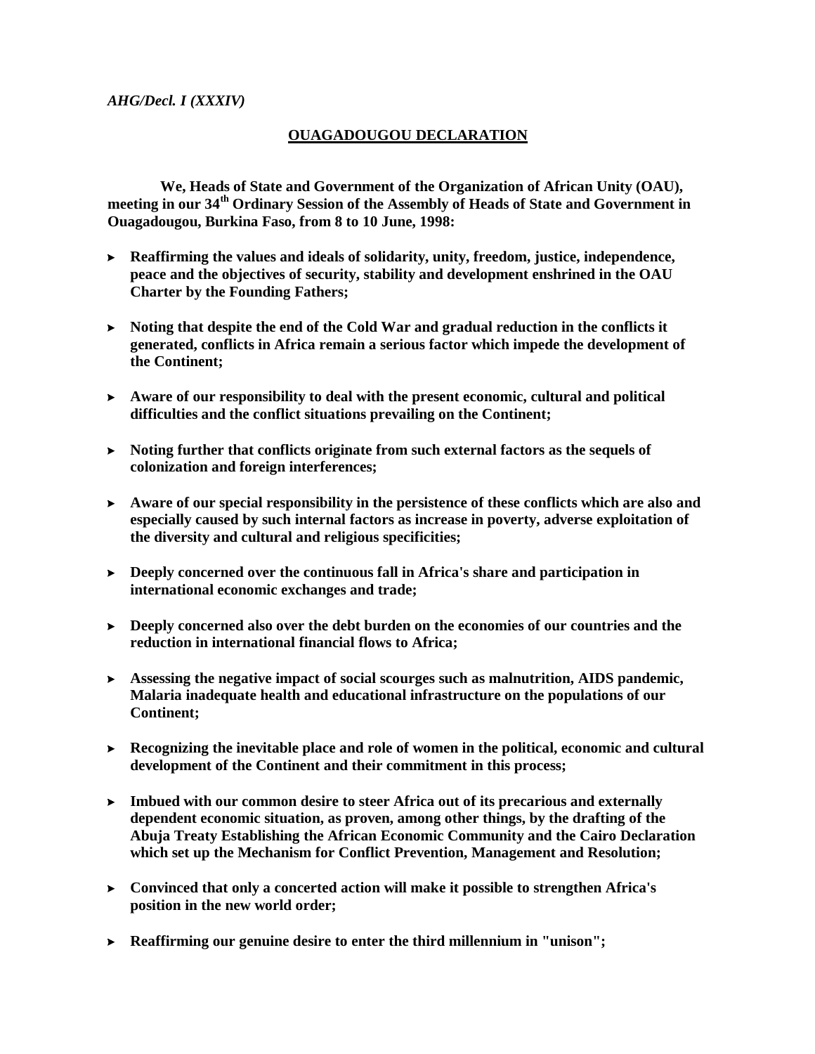*AHG/Decl. I (XXXIV)*

# OUAGADOUGOU DECLARATION

**We, Heads of State and Government of the Organization of African Unity (OAU), meeting in our 34th Ordinary Session of the Assembly of Heads of State and Government in Ouagadougou, Burkina Faso, from 8 to 10 June, 1998:**

- **Reaffirming the values and ideals of solidarity, unity, freedom, justice, independence, peace and the objectives of security, stability and development enshrined in the OAU Charter by the Founding Fathers;**
- **Noting that despite the end of the Cold War and gradual reduction in the conflicts it generated, conflicts in Africa remain a serious factor which impede the development of the Continent;**
- **Aware of our responsibility to deal with the present economic, cultural and political difficulties and the conflict situations prevailing on the Continent;**
- **Noting further that conflicts originate from such external factors as the sequels of colonization and foreign interferences;**
- **Aware of our special responsibility in the persistence of these conflicts which are also and especially caused by such internal factors as increase in poverty, adverse exploitation of the diversity and cultural and religious specificities;**
- **Deeply concerned over the continuous fall in Africa's share and participation in international economic exchanges and trade;**
- **Deeply concerned also over the debt burden on the economies of our countries and the reduction in international financial flows to Africa;**
- **Assessing the negative impact of social scourges such as malnutrition, AIDS pandemic, Malaria inadequate health and educational infrastructure on the populations of our Continent;**
- **Recognizing the inevitable place and role of women in the political, economic and cultural development of the Continent and their commitment in this process;**
- **Imbued with our common desire to steer Africa out of its precarious and externally dependent economic situation, as proven, among other things, by the drafting of the Abuja Treaty Establishing the African Economic Community and the Cairo Declaration which set up the Mechanism for Conflict Prevention, Management and Resolution;**
- **Convinced that only a concerted action will make it possible to strengthen Africa's position in the new world order;**
- **Reaffirming our genuine desire to enter the third millennium in "unison";**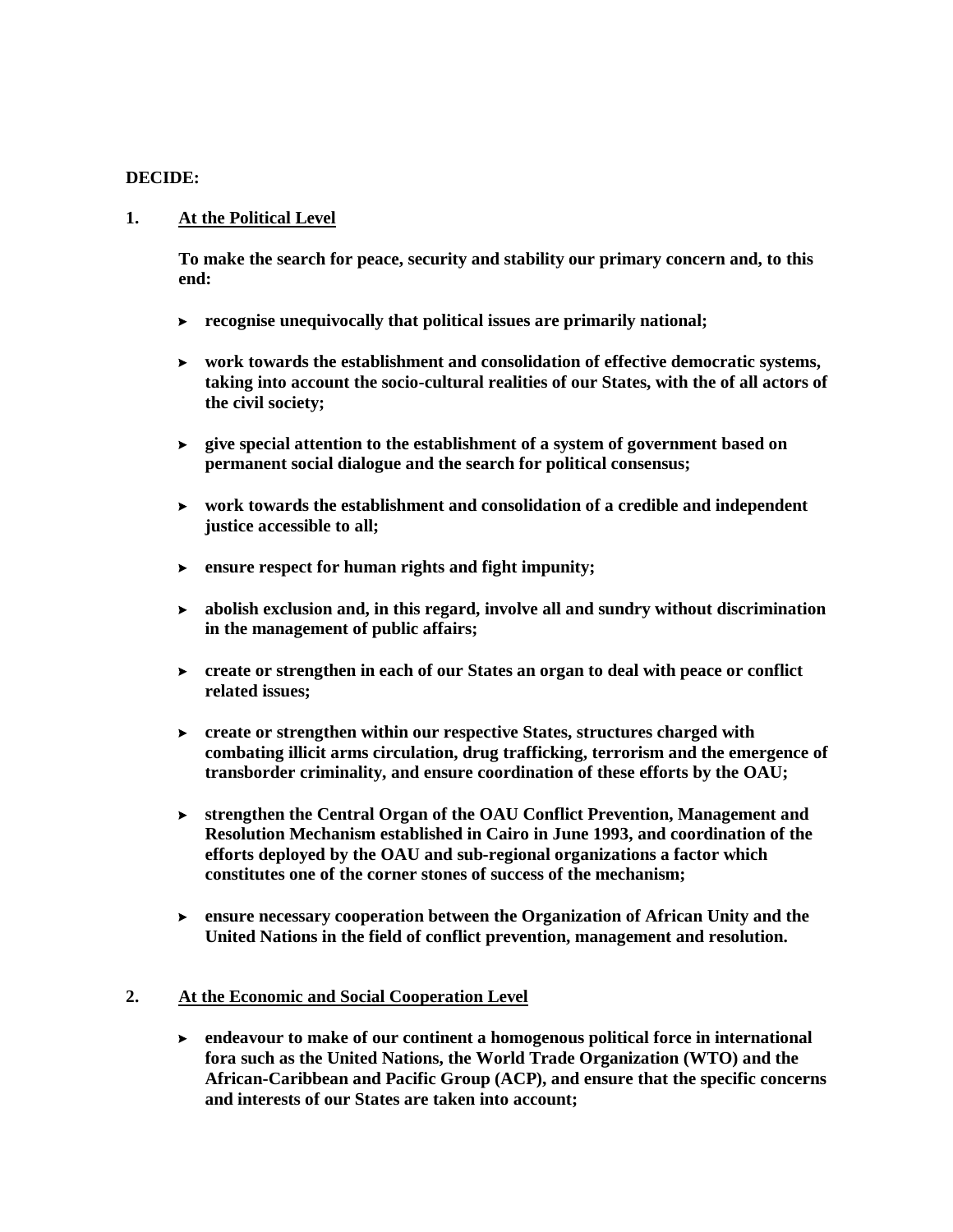**DECIDE:**

**1. <u>At the Political Level</u>**

**To make the search for peace, security and stability our primary concern and, to this end:**

- **recognise unequivocally that political issues are primarily national;**
- **work towards the establishment and consolidation of effective democratic systems, taking into account the socio-cultural realities of our States, with the of all actors of the civil society;**
- **give special attention to the establishment of a system of government based on permanent social dialogue and the search for political consensus;**
- **work towards the establishment and consolidation of a credible and independent justice accessible to all;**
- **ensure respect for human rights and fight impunity;**
- **abolish exclusion and, in this regard, involve all and sundry without discrimination in the management of public affairs;**
- **create or strengthen in each of our States an organ to deal with peace or conflict related issues;**
- **create or strengthen within our respective States, structures charged with combating illicit arms circulation, drug trafficking, terrorism and the emergence of transborder criminality, and ensure coordination of these efforts by the OAU;**
- **strengthen the Central Organ of the OAU Conflict Prevention, Management and Resolution Mechanism established in Cairo in June 1993, and coordination of the efforts deployed by the OAU and sub-regional organizations a factor which constitutes one of the corner stones of success of the mechanism;**
- **ensure necessary cooperation between the Organization of African Unity and the United Nations in the field of conflict prevention, management and resolution.**

**2. <u>At the Economic and Social Cooperation Level</u>**

- **endeavour to make of our continent a homogenous political force in international fora such as the United Nations, the World Trade Organization (WTO) and the African-Caribbean and Pacific Group (ACP), and ensure that the specific concerns and interests of our States are taken into account;**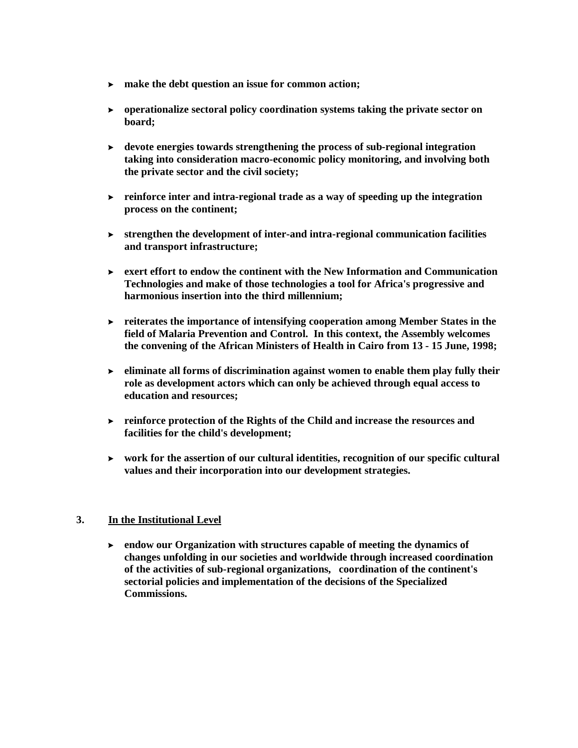- **make the debt question an issue for common action;**

- **operationalize sectoral policy coordination systems taking the private sector on board;**

- **devote energies towards strengthening the process of sub-regional integration taking into consideration macro-economic policy monitoring, and involving both the private sector and the civil society;**

- **reinforce inter and intra-regional trade as a way of speeding up the integration process on the continent;**

- **strengthen the development of inter-and intra-regional communication facilities and transport infrastructure;**

- **exert effort to endow the continent with the New Information and Communication Technologies and make of those technologies a tool for Africa's progressive and harmonious insertion into the third millennium;**

- **reiterates the importance of intensifying cooperation among Member States in the field of Malaria Prevention and Control. In this context, the Assembly welcomes the convening of the African Ministers of Health in Cairo from 13 - 15 June, 1998;**

- **eliminate all forms of discrimination against women to enable them play fully their role as development actors which can only be achieved through equal access to education and resources;**

- **reinforce protection of the Rights of the Child and increase the resources and facilities for the child's development;**

- **work for the assertion of our cultural identities, recognition of our specific cultural values and their incorporation into our development strategies.**

**3.** <u>**In the Institutional Level**</u>

- **endow our Organization with structures capable of meeting the dynamics of changes unfolding in our societies and worldwide through increased coordination of the activities of sub-regional organizations, coordination of the continent's sectorial policies and implementation of the decisions of the Specialized Commissions.**